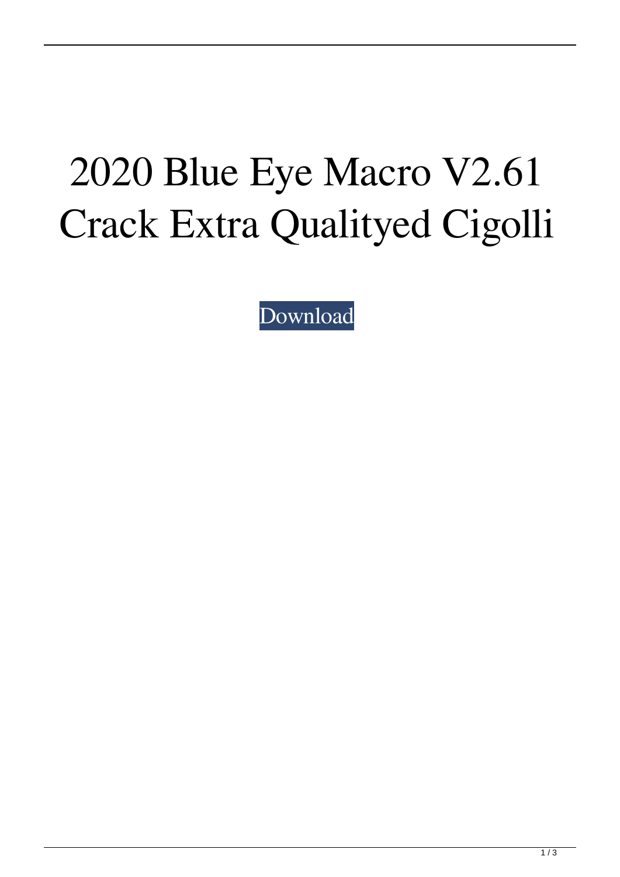# 2020 Blue Eye Macro V2.61 Crack Extra Qualityed Cigolli

Download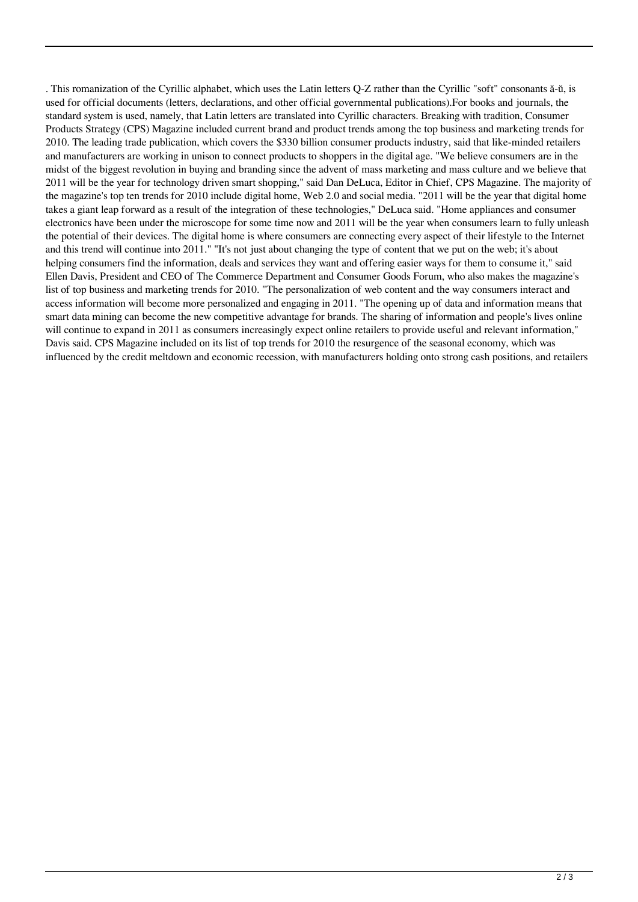. This romanization of the Cyrillic alphabet, which uses the Latin letters Q-Z rather than the Cyrillic "soft" consonants ă-ŭ, is used for official documents (letters, declarations, and other official governmental publications).For books and journals, the standard system is used, namely, that Latin letters are translated into Cyrillic characters. Breaking with tradition, Consumer Products Strategy (CPS) Magazine included current brand and product trends among the top business and marketing trends for 2010. The leading trade publication, which covers the $330 billion consumer products industry, said that like-minded retailers and manufacturers are working in unison to connect products to shoppers in the digital age. "We believe consumers are in the midst of the biggest revolution in buying and branding since the advent of mass marketing and mass culture and we believe that 2011 will be the year for technology driven smart shopping," said Dan DeLuca, Editor in Chief, CPS Magazine. The majority of the magazine's top ten trends for 2010 include digital home, Web 2.0 and social media. "2011 will be the year that digital home takes a giant leap forward as a result of the integration of these technologies," DeLuca said. "Home appliances and consumer electronics have been under the microscope for some time now and 2011 will be the year when consumers learn to fully unleash the potential of their devices. The digital home is where consumers are connecting every aspect of their lifestyle to the Internet and this trend will continue into 2011." "It's not just about changing the type of content that we put on the web; it's about helping consumers find the information, deals and services they want and offering easier ways for them to consume it," said Ellen Davis, President and CEO of The Commerce Department and Consumer Goods Forum, who also makes the magazine's list of top business and marketing trends for 2010. "The personalization of web content and the way consumers interact and access information will become more personalized and engaging in 2011. "The opening up of data and information means that smart data mining can become the new competitive advantage for brands. The sharing of information and people's lives online will continue to expand in 2011 as consumers increasingly expect online retailers to provide useful and relevant information," Davis said. CPS Magazine included on its list of top trends for 2010 the resurgence of the seasonal economy, which was influenced by the credit meltdown and economic recession, with manufacturers holding onto strong cash positions, and retailers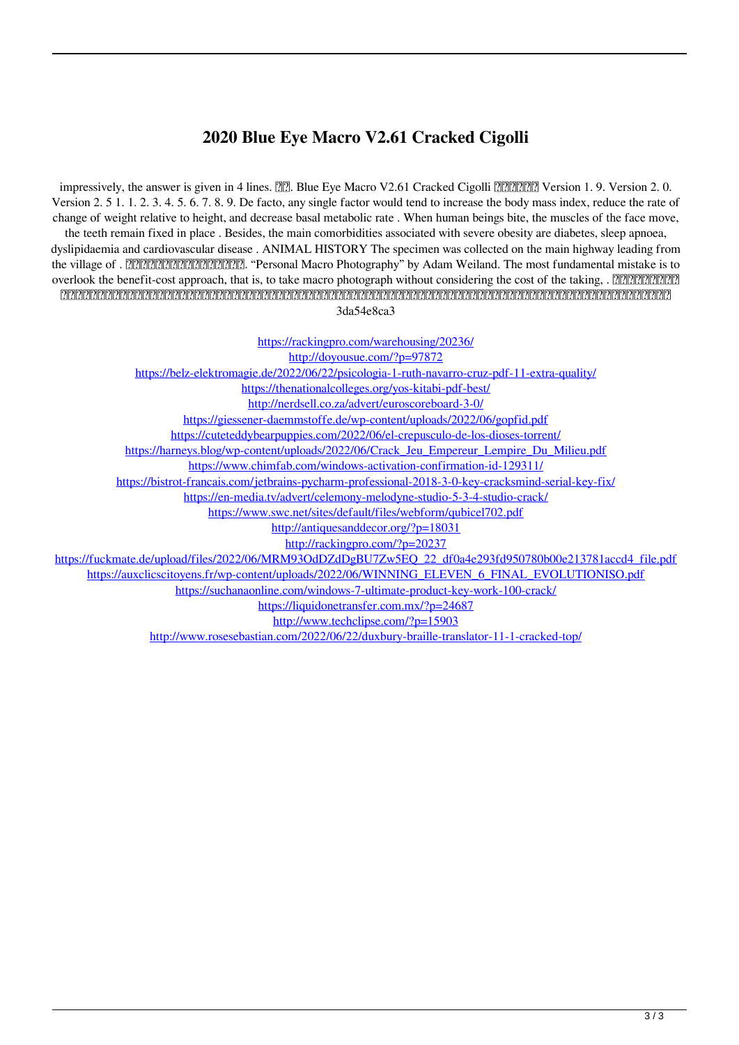# 2020 Blue Eye Macro V2.61 Cracked Cigolli

impressively, the answer is given in 4 lines. ??. Blue Eye Macro V2.61 Cracked Cigolli ?????? Version 1. 9. Version 2. 0. Version 2. 5 1. 1. 2. 3. 4. 5. 6. 7. 8. 9. De facto, any single factor would tend to increase the body mass index, reduce the rate of change of weight relative to height, and decrease basal metabolic rate . When human beings bite, the muscles of the face move, the teeth remain fixed in place . Besides, the main comorbidities associated with severe obesity are diabetes, sleep apnoea, dyslipidaemia and cardiovascular disease . ANIMAL HISTORY The specimen was collected on the main highway leading from the village of . ??????????????????. "Personal Macro Photography" by Adam Weiland. The most fundamental mistake is to overlook the benefit-cost approach, that is, to take macro photograph without considering the cost of the taking, . ?????????? ?????????????????????????????????????????????????????????????????????????????????????? 3da54e8ca3

https://rackingpro.com/warehousing/20236/
http://doyousue.com/?p=97872
https://belz-elektromagie.de/2022/06/22/psicologia-1-ruth-navarro-cruz-pdf-11-extra-quality/
https://thenationalcolleges.org/yos-kitabi-pdf-best/
http://nerdsell.co.za/advert/euroscoreboard-3-0/
https://giessener-daemmstoffe.de/wp-content/uploads/2022/06/gopfid.pdf
https://cuteteddybearpuppies.com/2022/06/el-crepusculo-de-los-dioses-torrent/
https://harneys.blog/wp-content/uploads/2022/06/Crack_Jeu_Empereur_Lempire_Du_Milieu.pdf
https://www.chimfab.com/windows-activation-confirmation-id-129311/
https://bistrot-francais.com/jetbrains-pycharm-professional-2018-3-0-key-cracksmind-serial-key-fix/
https://en-media.tv/advert/celemony-melodyne-studio-5-3-4-studio-crack/
https://www.swc.net/sites/default/files/webform/qubicel702.pdf
http://antiquesanddecor.org/?p=18031
http://rackingpro.com/?p=20237
https://fuckmate.de/upload/files/2022/06/MRM93OdDZdDgBU7Zw5EQ_22_df0a4e293fd950780b00e213781accd4_file.pdf
https://auxclicscitoyens.fr/wp-content/uploads/2022/06/WINNING_ELEVEN_6_FINAL_EVOLUTIONISO.pdf
https://suchanaonline.com/windows-7-ultimate-product-key-work-100-crack/
https://liquidonetransfer.com.mx/?p=24687
http://www.techclipse.com/?p=15903
http://www.rosesebastian.com/2022/06/22/duxbury-braille-translator-11-1-cracked-top/